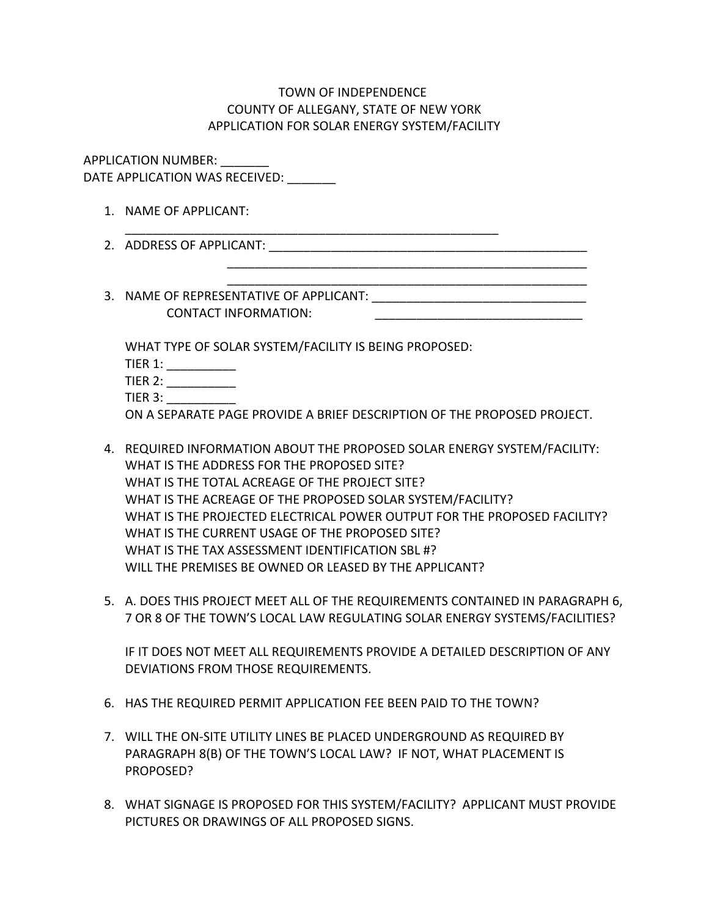# TOWN OF INDEPENDENCE
## COUNTY OF ALLEGANY, STATE OF NEW YORK
## APPLICATION FOR SOLAR ENERGY SYSTEM/FACILITY

APPLICATION NUMBER: _______
DATE APPLICATION WAS RECEIVED: _______

1. NAME OF APPLICANT:
   ____________________________________________________________
2. ADDRESS OF APPLICANT: _________________________________________________
   _______________________________________________________
   _______________________________________________________
3. NAME OF REPRESENTATIVE OF APPLICANT: ________________________________
   CONTACT INFORMATION: _______________________________

   WHAT TYPE OF SOLAR SYSTEM/FACILITY IS BEING PROPOSED:
   TIER 1: __________
   TIER 2: __________
   TIER 3: __________
   ON A SEPARATE PAGE PROVIDE A BRIEF DESCRIPTION OF THE PROPOSED PROJECT.

4. REQUIRED INFORMATION ABOUT THE PROPOSED SOLAR ENERGY SYSTEM/FACILITY:
   WHAT IS THE ADDRESS FOR THE PROPOSED SITE?
   WHAT IS THE TOTAL ACREAGE OF THE PROJECT SITE?
   WHAT IS THE ACREAGE OF THE PROPOSED SOLAR SYSTEM/FACILITY?
   WHAT IS THE PROJECTED ELECTRICAL POWER OUTPUT FOR THE PROPOSED FACILITY?
   WHAT IS THE CURRENT USAGE OF THE PROPOSED SITE?
   WHAT IS THE TAX ASSESSMENT IDENTIFICATION SBL #?
   WILL THE PREMISES BE OWNED OR LEASED BY THE APPLICANT?

5. A. DOES THIS PROJECT MEET ALL OF THE REQUIREMENTS CONTAINED IN PARAGRAPH 6, 7 OR 8 OF THE TOWN'S LOCAL LAW REGULATING SOLAR ENERGY SYSTEMS/FACILITIES?

   IF IT DOES NOT MEET ALL REQUIREMENTS PROVIDE A DETAILED DESCRIPTION OF ANY DEVIATIONS FROM THOSE REQUIREMENTS.

6. HAS THE REQUIRED PERMIT APPLICATION FEE BEEN PAID TO THE TOWN?

7. WILL THE ON-SITE UTILITY LINES BE PLACED UNDERGROUND AS REQUIRED BY PARAGRAPH 8(B) OF THE TOWN'S LOCAL LAW? IF NOT, WHAT PLACEMENT IS PROPOSED?

8. WHAT SIGNAGE IS PROPOSED FOR THIS SYSTEM/FACILITY? APPLICANT MUST PROVIDE PICTURES OR DRAWINGS OF ALL PROPOSED SIGNS.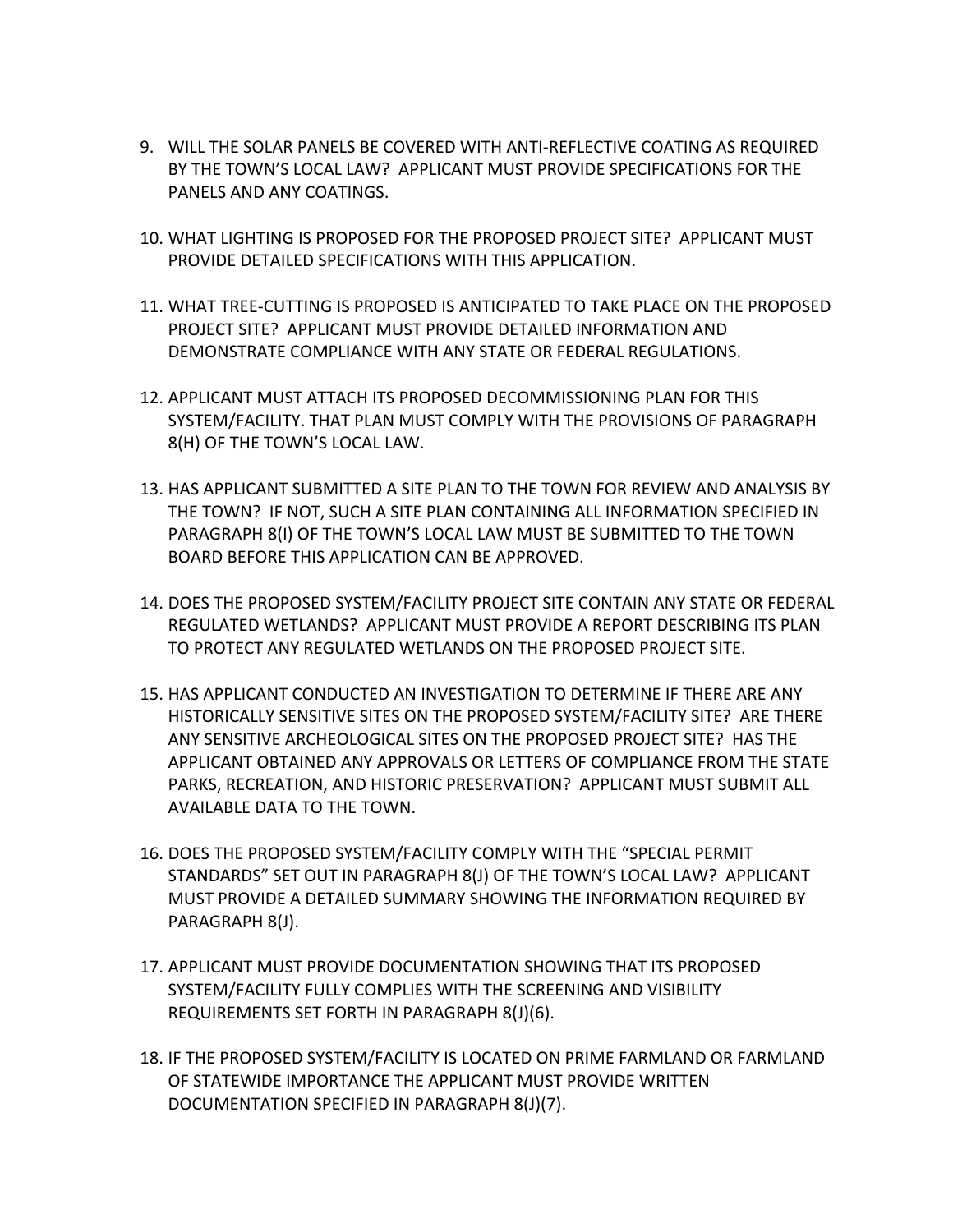9. WILL THE SOLAR PANELS BE COVERED WITH ANTI-REFLECTIVE COATING AS REQUIRED BY THE TOWN'S LOCAL LAW? APPLICANT MUST PROVIDE SPECIFICATIONS FOR THE PANELS AND ANY COATINGS.

10. WHAT LIGHTING IS PROPOSED FOR THE PROPOSED PROJECT SITE? APPLICANT MUST PROVIDE DETAILED SPECIFICATIONS WITH THIS APPLICATION.

11. WHAT TREE-CUTTING IS PROPOSED IS ANTICIPATED TO TAKE PLACE ON THE PROPOSED PROJECT SITE? APPLICANT MUST PROVIDE DETAILED INFORMATION AND DEMONSTRATE COMPLIANCE WITH ANY STATE OR FEDERAL REGULATIONS.

12. APPLICANT MUST ATTACH ITS PROPOSED DECOMMISSIONING PLAN FOR THIS SYSTEM/FACILITY. THAT PLAN MUST COMPLY WITH THE PROVISIONS OF PARAGRAPH 8(H) OF THE TOWN'S LOCAL LAW.

13. HAS APPLICANT SUBMITTED A SITE PLAN TO THE TOWN FOR REVIEW AND ANALYSIS BY THE TOWN? IF NOT, SUCH A SITE PLAN CONTAINING ALL INFORMATION SPECIFIED IN PARAGRAPH 8(I) OF THE TOWN'S LOCAL LAW MUST BE SUBMITTED TO THE TOWN BOARD BEFORE THIS APPLICATION CAN BE APPROVED.

14. DOES THE PROPOSED SYSTEM/FACILITY PROJECT SITE CONTAIN ANY STATE OR FEDERAL REGULATED WETLANDS? APPLICANT MUST PROVIDE A REPORT DESCRIBING ITS PLAN TO PROTECT ANY REGULATED WETLANDS ON THE PROPOSED PROJECT SITE.

15. HAS APPLICANT CONDUCTED AN INVESTIGATION TO DETERMINE IF THERE ARE ANY HISTORICALLY SENSITIVE SITES ON THE PROPOSED SYSTEM/FACILITY SITE? ARE THERE ANY SENSITIVE ARCHEOLOGICAL SITES ON THE PROPOSED PROJECT SITE? HAS THE APPLICANT OBTAINED ANY APPROVALS OR LETTERS OF COMPLIANCE FROM THE STATE PARKS, RECREATION, AND HISTORIC PRESERVATION? APPLICANT MUST SUBMIT ALL AVAILABLE DATA TO THE TOWN.

16. DOES THE PROPOSED SYSTEM/FACILITY COMPLY WITH THE "SPECIAL PERMIT STANDARDS" SET OUT IN PARAGRAPH 8(J) OF THE TOWN'S LOCAL LAW? APPLICANT MUST PROVIDE A DETAILED SUMMARY SHOWING THE INFORMATION REQUIRED BY PARAGRAPH 8(J).

17. APPLICANT MUST PROVIDE DOCUMENTATION SHOWING THAT ITS PROPOSED SYSTEM/FACILITY FULLY COMPLIES WITH THE SCREENING AND VISIBILITY REQUIREMENTS SET FORTH IN PARAGRAPH 8(J)(6).

18. IF THE PROPOSED SYSTEM/FACILITY IS LOCATED ON PRIME FARMLAND OR FARMLAND OF STATEWIDE IMPORTANCE THE APPLICANT MUST PROVIDE WRITTEN DOCUMENTATION SPECIFIED IN PARAGRAPH 8(J)(7).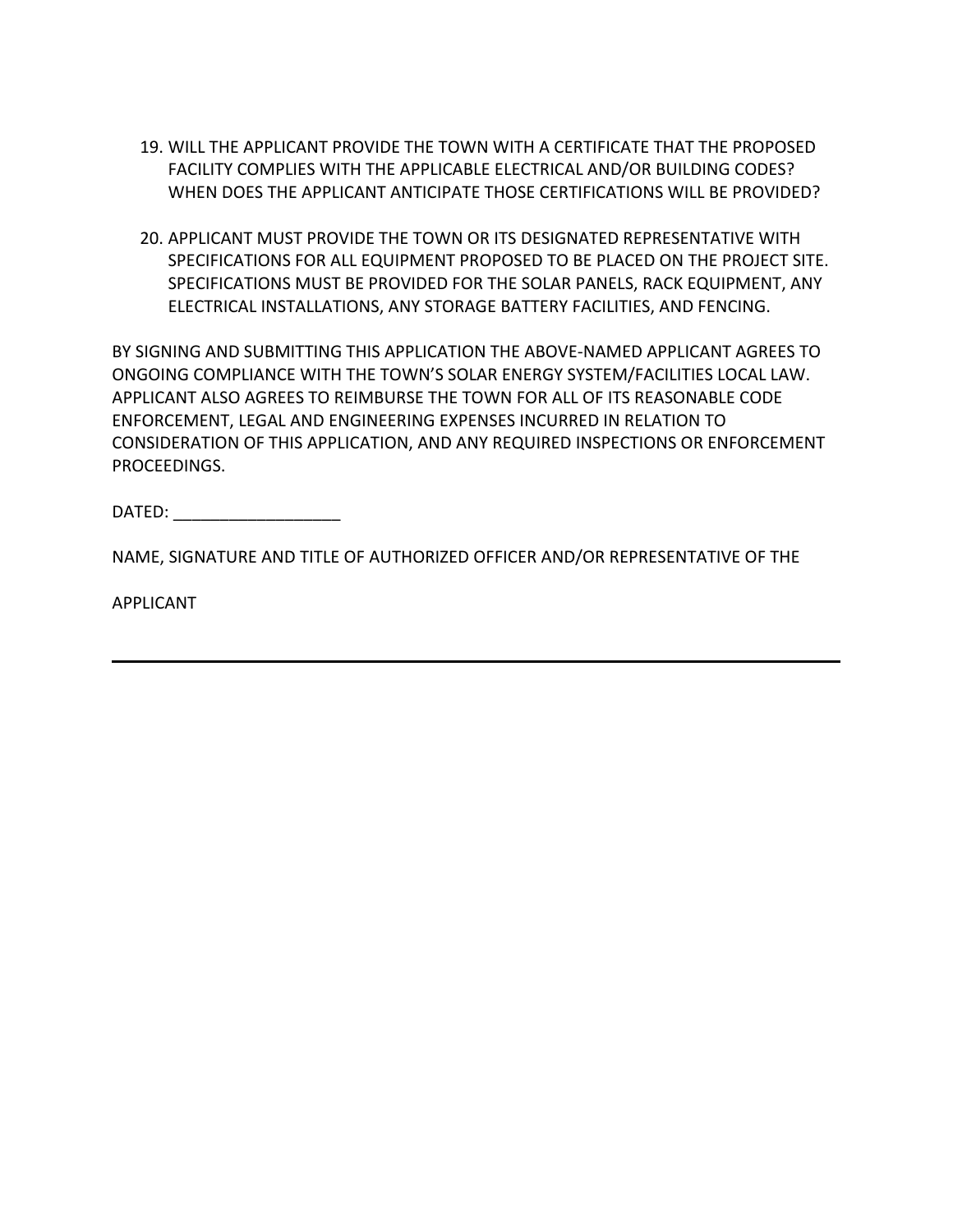19. WILL THE APPLICANT PROVIDE THE TOWN WITH A CERTIFICATE THAT THE PROPOSED FACILITY COMPLIES WITH THE APPLICABLE ELECTRICAL AND/OR BUILDING CODES? WHEN DOES THE APPLICANT ANTICIPATE THOSE CERTIFICATIONS WILL BE PROVIDED?

20. APPLICANT MUST PROVIDE THE TOWN OR ITS DESIGNATED REPRESENTATIVE WITH SPECIFICATIONS FOR ALL EQUIPMENT PROPOSED TO BE PLACED ON THE PROJECT SITE. SPECIFICATIONS MUST BE PROVIDED FOR THE SOLAR PANELS, RACK EQUIPMENT, ANY ELECTRICAL INSTALLATIONS, ANY STORAGE BATTERY FACILITIES, AND FENCING.

BY SIGNING AND SUBMITTING THIS APPLICATION THE ABOVE-NAMED APPLICANT AGREES TO ONGOING COMPLIANCE WITH THE TOWN'S SOLAR ENERGY SYSTEM/FACILITIES LOCAL LAW. APPLICANT ALSO AGREES TO REIMBURSE THE TOWN FOR ALL OF ITS REASONABLE CODE ENFORCEMENT, LEGAL AND ENGINEERING EXPENSES INCURRED IN RELATION TO CONSIDERATION OF THIS APPLICATION, AND ANY REQUIRED INSPECTIONS OR ENFORCEMENT PROCEEDINGS.

DATED: ___________________

NAME, SIGNATURE AND TITLE OF AUTHORIZED OFFICER AND/OR REPRESENTATIVE OF THE

APPLICANT

______________________________________________________________________________